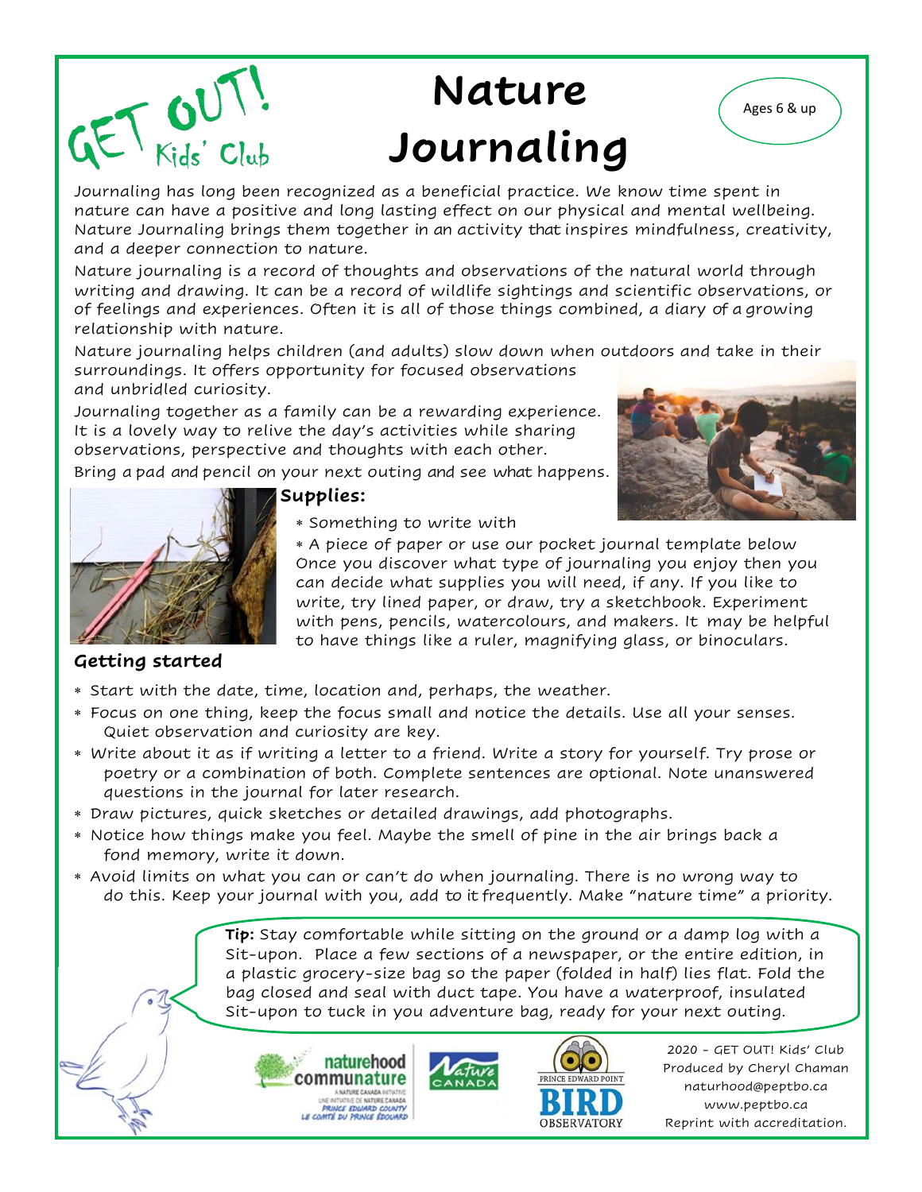GET OUT! Kids' Club

# Nature Journaling

Ages 6 & up

Journaling has long been recognized as a beneficial practice. We know time spent in nature can have a positive and long lasting effect on our physical and mental wellbeing. Nature Journaling brings them together in an activity that inspires mindfulness, creativity, and a deeper connection to nature.

Nature journaling is a record of thoughts and observations of the natural world through writing and drawing. It can be a record of wildlife sightings and scientific observations, or of feelings and experiences. Often it is all of those things combined, a diary of a growing relationship with nature.

Nature journaling helps children (and adults) slow down when outdoors and take in their surroundings. It offers opportunity for focused observations and unbridled curiosity.

Journaling together as a family can be a rewarding experience. It is a lovely way to relive the day's activities while sharing observations, perspective and thoughts with each other.

Bring a pad and pencil on your next outing and see what happens.

## Supplies:

* Something to write with
* A piece of paper or use our pocket journal template below
  Once you discover what type of journaling you enjoy then you can decide what supplies you will need, if any. If you like to write, try lined paper, or draw, try a sketchbook. Experiment with pens, pencils, watercolours, and makers. It may be helpful to have things like a ruler, magnifying glass, or binoculars.

## Getting started

* Start with the date, time, location and, perhaps, the weather.
* Focus on one thing, keep the focus small and notice the details. Use all your senses. Quiet observation and curiosity are key.
* Write about it as if writing a letter to a friend. Write a story for yourself. Try prose or poetry or a combination of both. Complete sentences are optional. Note unanswered questions in the journal for later research.
* Draw pictures, quick sketches or detailed drawings, add photographs.
* Notice how things make you feel. Maybe the smell of pine in the air brings back a fond memory, write it down.
* Avoid limits on what you can or can't do when journaling. There is no wrong way to do this. Keep your journal with you, add to it frequently. Make "nature time" a priority.

**Tip:** Stay comfortable while sitting on the ground or a damp log with a Sit-upon. Place a few sections of a newspaper, or the entire edition, in a plastic grocery-size bag so the paper (folded in half) lies flat. Fold the bag closed and seal with duct tape. You have a waterproof, insulated Sit-upon to tuck in you adventure bag, ready for your next outing.

naturehood communature — A Nature Canada Initiative / Une initiative de Nature Canada — Prince Edward County / Le Comté du Prince Édouard

Nature Canada

Prince Edward Point Bird Observatory

2020 - GET OUT! Kids' Club
Produced by Cheryl Chaman
naturhood@peptbo.ca
www.peptbo.ca
Reprint with accreditation.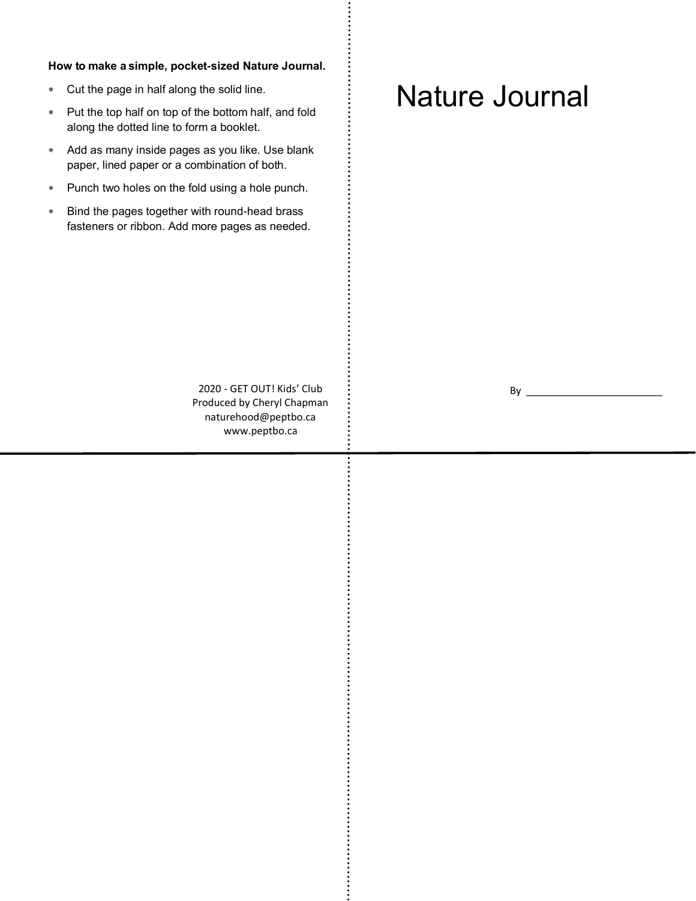**How to make a simple, pocket-sized Nature Journal.**

- Cut the page in half along the solid line.
- Put the top half on top of the bottom half, and fold along the dotted line to form a booklet.
- Add as many inside pages as you like. Use blank paper, lined paper or a combination of both.
- Punch two holes on the fold using a hole punch.
- Bind the pages together with round-head brass fasteners or ribbon. Add more pages as needed.

2020 - GET OUT! Kids' Club
Produced by Cheryl Chapman
naturehood@peptbo.ca
www.peptbo.ca

# Nature Journal

By ________________________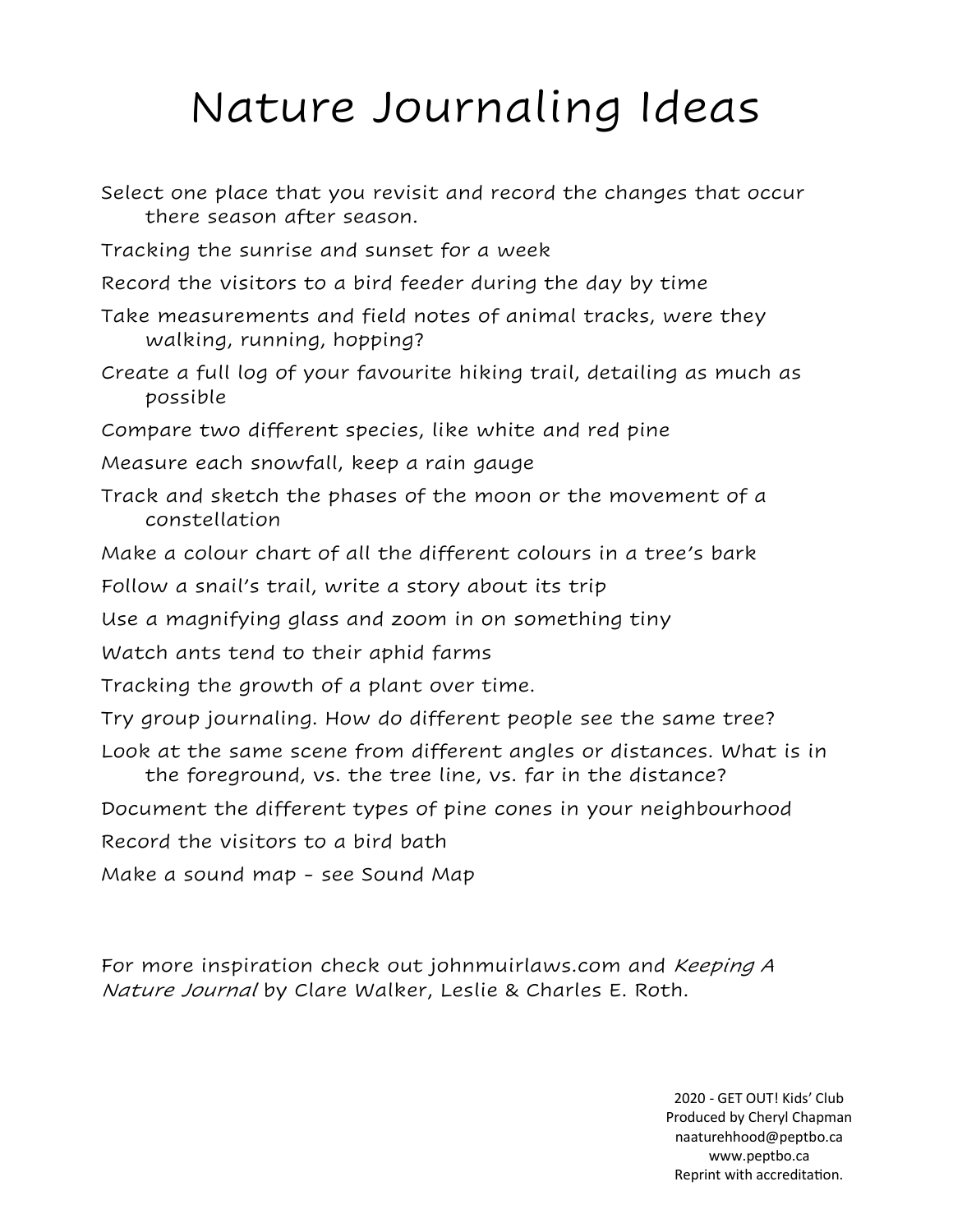# Nature Journaling Ideas

Select one place that you revisit and record the changes that occur there season after season.

Tracking the sunrise and sunset for a week

Record the visitors to a bird feeder during the day by time

Take measurements and field notes of animal tracks, were they walking, running, hopping?

Create a full log of your favourite hiking trail, detailing as much as possible

Compare two different species, like white and red pine

Measure each snowfall, keep a rain gauge

Track and sketch the phases of the moon or the movement of a constellation

Make a colour chart of all the different colours in a tree's bark

Follow a snail's trail, write a story about its trip

Use a magnifying glass and zoom in on something tiny

Watch ants tend to their aphid farms

Tracking the growth of a plant over time.

Try group journaling. How do different people see the same tree?

Look at the same scene from different angles or distances. What is in the foreground, vs. the tree line, vs. far in the distance?

Document the different types of pine cones in your neighbourhood

Record the visitors to a bird bath

Make a sound map - see Sound Map

For more inspiration check out johnmuirlaws.com and *Keeping A Nature Journal* by Clare Walker, Leslie & Charles E. Roth.

2020 - GET OUT! Kids' Club
Produced by Cheryl Chapman
naaturehhood@peptbo.ca
www.peptbo.ca
Reprint with accreditation.